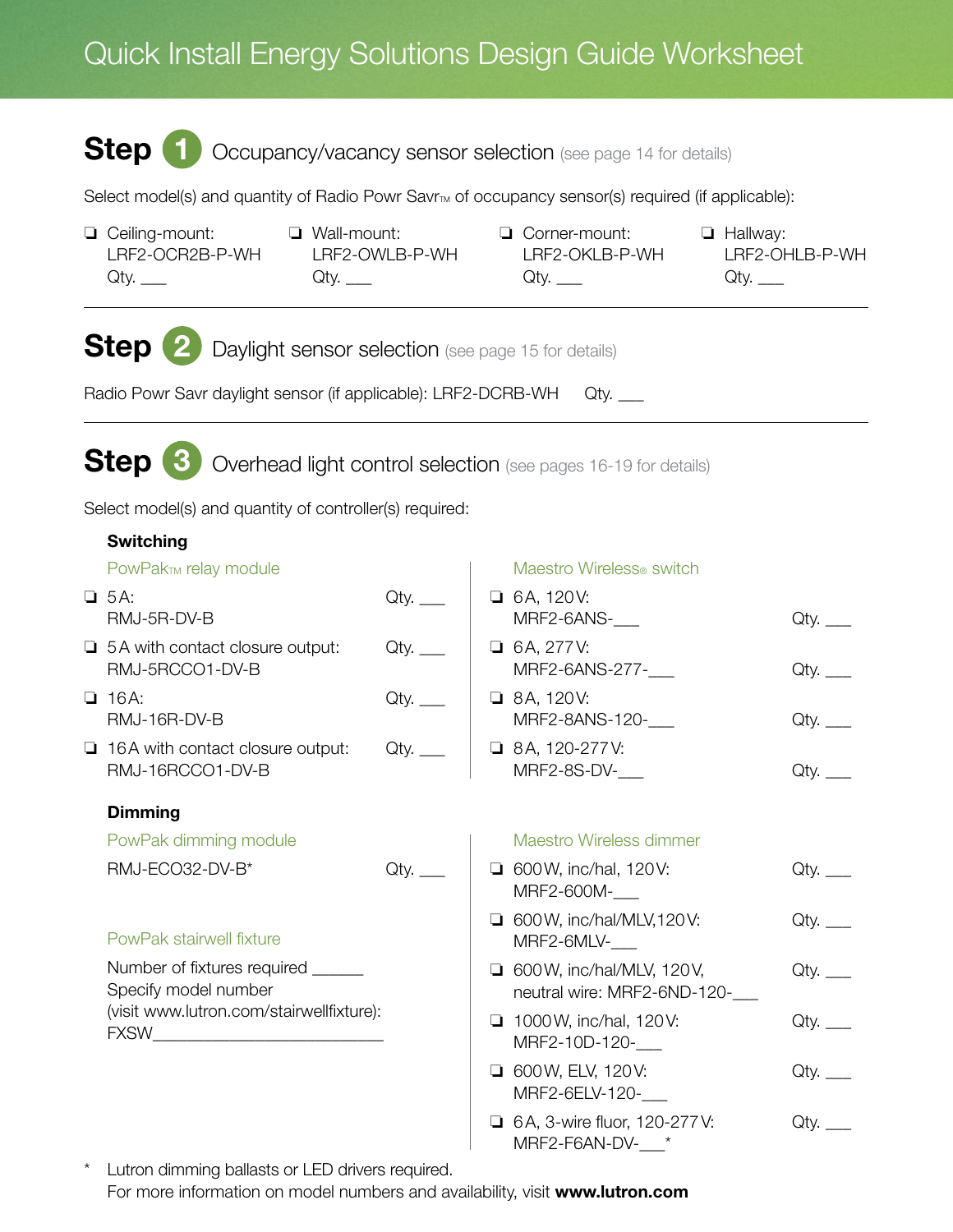# Quick Install Energy Solutions Design Guide Worksheet

## Step 1 Occupancy/vacancy sensor selection (see page 14 for details)

Select model(s) and quantity of Radio Powr Savr™ of occupancy sensor(s) required (if applicable):

- ❏ Ceiling-mount: LRF2-OCR2B-P-WH Qty. ___
- ❏ Wall-mount: LRF2-OWLB-P-WH Qty. ___
- ❏ Corner-mount: LRF2-OKLB-P-WH Qty. ___
- ❏ Hallway: LRF2-OHLB-P-WH Qty. ___

## Step 2 Daylight sensor selection (see page 15 for details)

Radio Powr Savr daylight sensor (if applicable): LRF2-DCRB-WH Qty. ___

## Step 3 Overhead light control selection (see pages 16-19 for details)

Select model(s) and quantity of controller(s) required:

### Switching

**PowPak™ relay module**

- ❏ 5 A: RMJ-5R-DV-B Qty. ___
- ❏ 5 A with contact closure output: RMJ-5RCCO1-DV-B Qty. ___
- ❏ 16 A: RMJ-16R-DV-B Qty. ___
- ❏ 16 A with contact closure output: RMJ-16RCCO1-DV-B Qty. ___

**Maestro Wireless® switch**

- ❏ 6 A, 120 V: MRF2-6ANS-___ Qty. ___
- ❏ 6 A, 277 V: MRF2-6ANS-277-___ Qty. ___
- ❏ 8 A, 120 V: MRF2-8ANS-120-___ Qty. ___
- ❏ 8 A, 120-277 V: MRF2-8S-DV-___ Qty. ___

### Dimming

**PowPak dimming module**

RMJ-ECO32-DV-B* Qty. ___

**PowPak stairwell fixture**

Number of fixtures required ______
Specify model number (visit www.lutron.com/stairwellfixture): FXSW_________________________

**Maestro Wireless dimmer**

- ❏ 600 W, inc/hal, 120 V: MRF2-600M-___ Qty. ___
- ❏ 600 W, inc/hal/MLV, 120 V: MRF2-6MLV-___ Qty. ___
- ❏ 600 W, inc/hal/MLV, 120 V, neutral wire: MRF2-6ND-120-___ Qty. ___
- ❏ 1000 W, inc/hal, 120 V: MRF2-10D-120-___ Qty. ___
- ❏ 600 W, ELV, 120 V: MRF2-6ELV-120-___ Qty. ___
- ❏ 6 A, 3-wire fluor, 120-277 V: MRF2-F6AN-DV-___* Qty. ___

\* Lutron dimming ballasts or LED drivers required.
For more information on model numbers and availability, visit **www.lutron.com**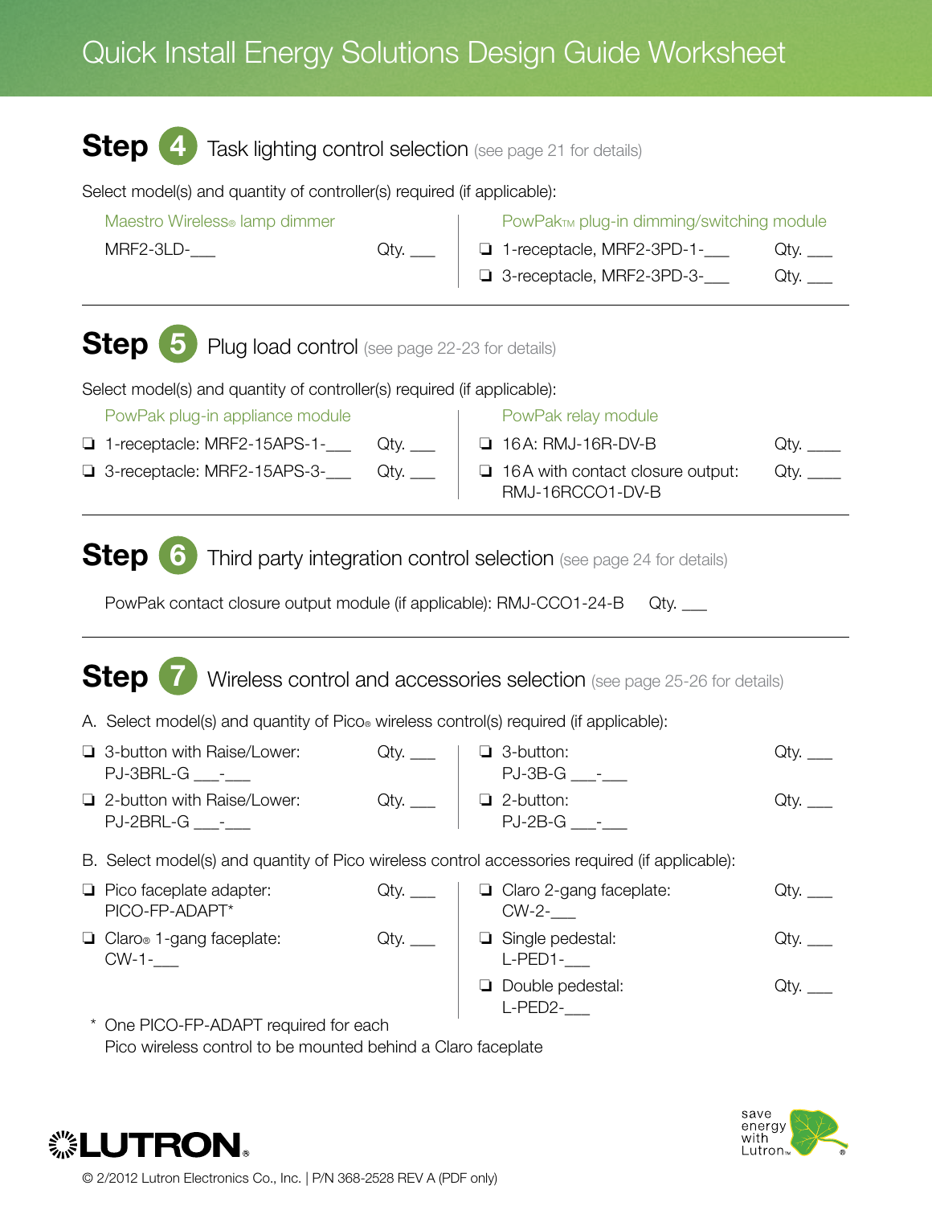# Quick Install Energy Solutions Design Guide Worksheet

## Step 4 Task lighting control selection (see page 21 for details)

Select model(s) and quantity of controller(s) required (if applicable):

**Maestro Wireless® lamp dimmer**

MRF2-3LD-___ Qty. ___

**PowPak™ plug-in dimming/switching module**

- ❏ 1-receptacle, MRF2-3PD-1-___ Qty. ___
- ❏ 3-receptacle, MRF2-3PD-3-___ Qty. ___

## Step 5 Plug load control (see page 22-23 for details)

Select model(s) and quantity of controller(s) required (if applicable):

**PowPak plug-in appliance module**

- ❏ 1-receptacle: MRF2-15APS-1-___ Qty. ___
- ❏ 3-receptacle: MRF2-15APS-3-___ Qty. ___

**PowPak relay module**

- ❏ 16 A: RMJ-16R-DV-B Qty. ____
- ❏ 16 A with contact closure output: RMJ-16RCCO1-DV-B Qty. ____

## Step 6 Third party integration control selection (see page 24 for details)

PowPak contact closure output module (if applicable): RMJ-CCO1-24-B Qty. ___

## Step 7 Wireless control and accessories selection (see page 25-26 for details)

A. Select model(s) and quantity of Pico® wireless control(s) required (if applicable):

- ❏ 3-button with Raise/Lower: PJ-3BRL-G ___-___ Qty. ___
- ❏ 2-button with Raise/Lower: PJ-2BRL-G ___-___ Qty. ___
- ❏ 3-button: PJ-3B-G ___-___ Qty. ___
- ❏ 2-button: PJ-2B-G ___-___ Qty. ___

B. Select model(s) and quantity of Pico wireless control accessories required (if applicable):

- ❏ Pico faceplate adapter: PICO-FP-ADAPT* Qty. ___
- ❏ Claro® 1-gang faceplate: CW-1-___ Qty. ___
- ❏ Claro 2-gang faceplate: CW-2-___ Qty. ___
- ❏ Single pedestal: L-PED1-___ Qty. ___
- ❏ Double pedestal: L-PED2-___ Qty. ___

\* One PICO-FP-ADAPT required for each Pico wireless control to be mounted behind a Claro faceplate

LUTRON®

save energy with Lutron™

© 2/2012 Lutron Electronics Co., Inc. | P/N 368-2528 REV A (PDF only)